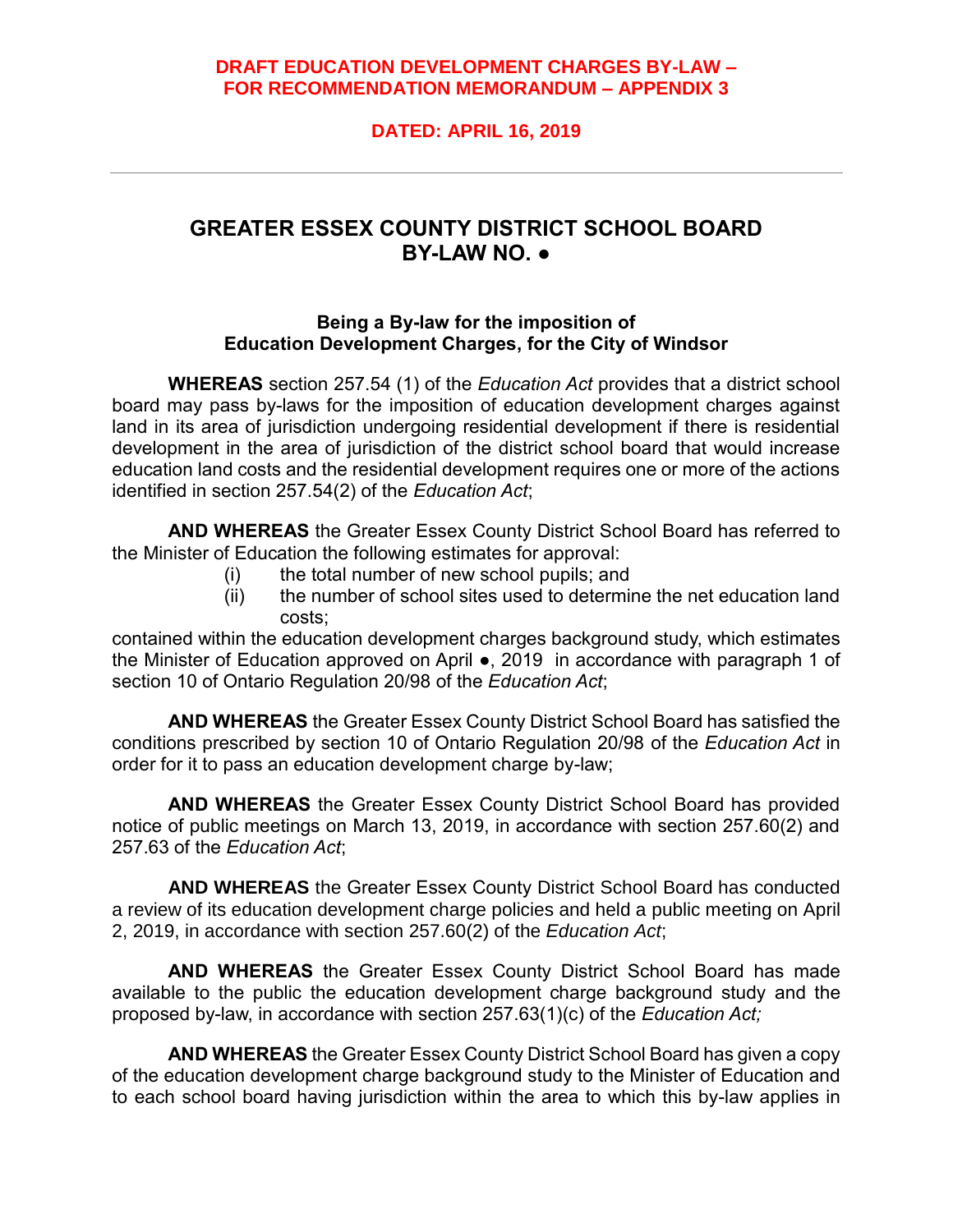**DRAFT EDUCATION DEVELOPMENT CHARGES BY-LAW – FOR RECOMMENDATION MEMORANDUM – APPENDIX 3**

**DATED: APRIL 16, 2019**

---

# GREATER ESSEX COUNTY DISTRICT SCHOOL BOARD BY-LAW NO. ●

### Being a By-law for the imposition of Education Development Charges, for the City of Windsor

**WHEREAS** section 257.54 (1) of the *Education Act* provides that a district school board may pass by-laws for the imposition of education development charges against land in its area of jurisdiction undergoing residential development if there is residential development in the area of jurisdiction of the district school board that would increase education land costs and the residential development requires one or more of the actions identified in section 257.54(2) of the *Education Act*;

**AND WHEREAS** the Greater Essex County District School Board has referred to the Minister of Education the following estimates for approval:

- (i) the total number of new school pupils; and
- (ii) the number of school sites used to determine the net education land costs;

contained within the education development charges background study, which estimates the Minister of Education approved on April ●, 2019 in accordance with paragraph 1 of section 10 of Ontario Regulation 20/98 of the *Education Act*;

**AND WHEREAS** the Greater Essex County District School Board has satisfied the conditions prescribed by section 10 of Ontario Regulation 20/98 of the *Education Act* in order for it to pass an education development charge by-law;

**AND WHEREAS** the Greater Essex County District School Board has provided notice of public meetings on March 13, 2019, in accordance with section 257.60(2) and 257.63 of the *Education Act*;

**AND WHEREAS** the Greater Essex County District School Board has conducted a review of its education development charge policies and held a public meeting on April 2, 2019, in accordance with section 257.60(2) of the *Education Act*;

**AND WHEREAS** the Greater Essex County District School Board has made available to the public the education development charge background study and the proposed by-law, in accordance with section 257.63(1)(c) of the *Education Act;*

**AND WHEREAS** the Greater Essex County District School Board has given a copy of the education development charge background study to the Minister of Education and to each school board having jurisdiction within the area to which this by-law applies in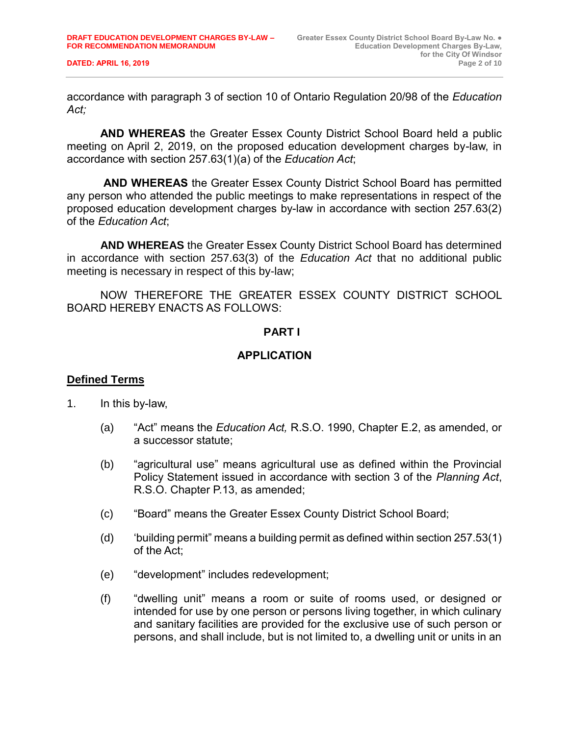accordance with paragraph 3 of section 10 of Ontario Regulation 20/98 of the *Education Act;*

**AND WHEREAS** the Greater Essex County District School Board held a public meeting on April 2, 2019, on the proposed education development charges by-law, in accordance with section 257.63(1)(a) of the *Education Act*;

**AND WHEREAS** the Greater Essex County District School Board has permitted any person who attended the public meetings to make representations in respect of the proposed education development charges by-law in accordance with section 257.63(2) of the *Education Act*;

**AND WHEREAS** the Greater Essex County District School Board has determined in accordance with section 257.63(3) of the *Education Act* that no additional public meeting is necessary in respect of this by-law;

NOW THEREFORE THE GREATER ESSEX COUNTY DISTRICT SCHOOL BOARD HEREBY ENACTS AS FOLLOWS:

## PART I

## APPLICATION

**Defined Terms**

1. In this by-law,

    (a) "Act" means the *Education Act,* R.S.O. 1990, Chapter E.2, as amended, or a successor statute;

    (b) "agricultural use" means agricultural use as defined within the Provincial Policy Statement issued in accordance with section 3 of the *Planning Act*, R.S.O. Chapter P.13, as amended;

    (c) "Board" means the Greater Essex County District School Board;

    (d) 'building permit" means a building permit as defined within section 257.53(1) of the Act;

    (e) "development" includes redevelopment;

    (f) "dwelling unit" means a room or suite of rooms used, or designed or intended for use by one person or persons living together, in which culinary and sanitary facilities are provided for the exclusive use of such person or persons, and shall include, but is not limited to, a dwelling unit or units in an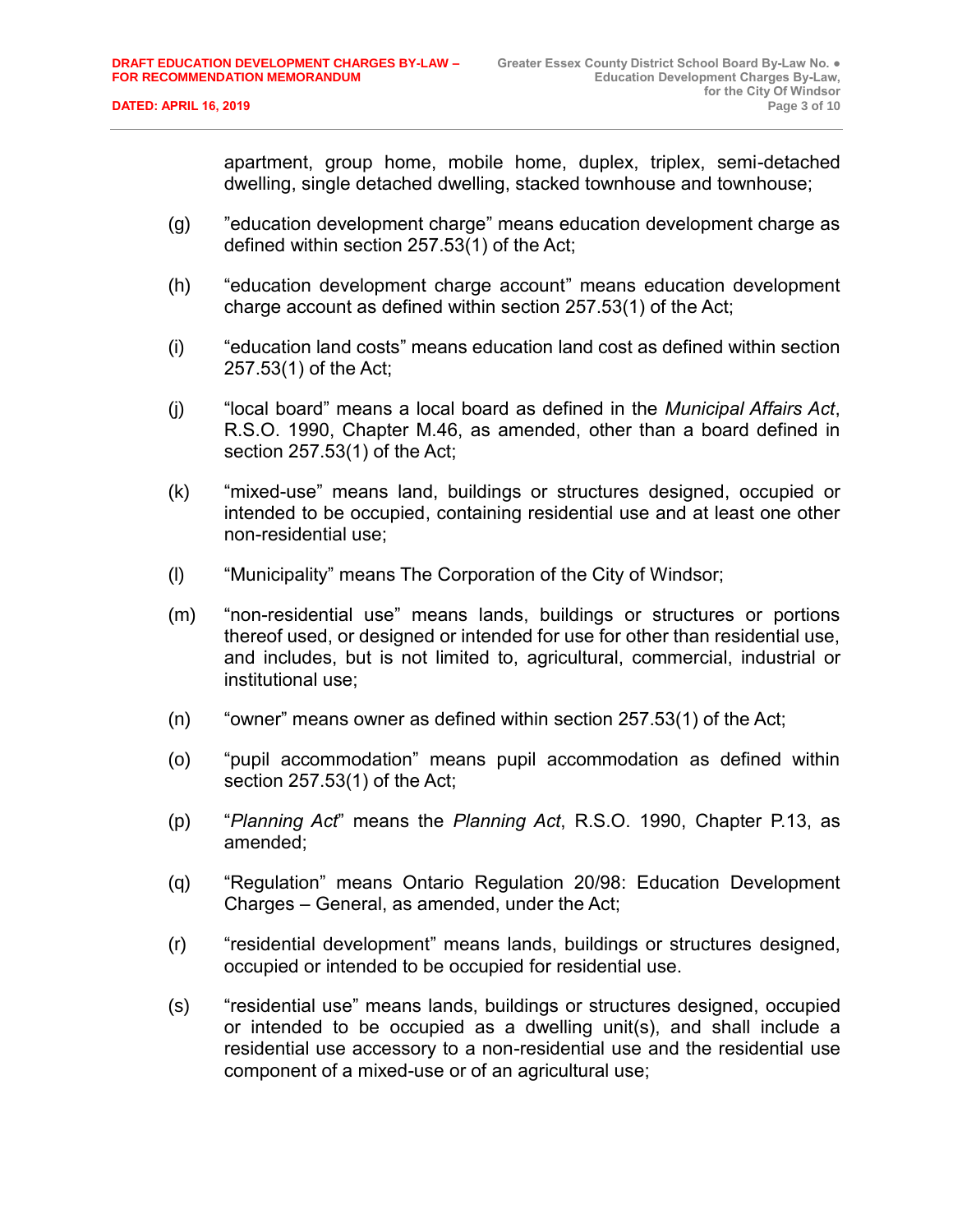apartment, group home, mobile home, duplex, triplex, semi-detached dwelling, single detached dwelling, stacked townhouse and townhouse;

(g) ”education development charge” means education development charge as defined within section 257.53(1) of the Act;

(h) “education development charge account” means education development charge account as defined within section 257.53(1) of the Act;

(i) “education land costs” means education land cost as defined within section 257.53(1) of the Act;

(j) “local board” means a local board as defined in the *Municipal Affairs Act*, R.S.O. 1990, Chapter M.46, as amended, other than a board defined in section 257.53(1) of the Act;

(k) “mixed-use” means land, buildings or structures designed, occupied or intended to be occupied, containing residential use and at least one other non-residential use;

(l) “Municipality” means The Corporation of the City of Windsor;

(m) “non-residential use” means lands, buildings or structures or portions thereof used, or designed or intended for use for other than residential use, and includes, but is not limited to, agricultural, commercial, industrial or institutional use;

(n) “owner” means owner as defined within section 257.53(1) of the Act;

(o) “pupil accommodation” means pupil accommodation as defined within section 257.53(1) of the Act;

(p) “*Planning Act*” means the *Planning Act*, R.S.O. 1990, Chapter P.13, as amended;

(q) “Regulation” means Ontario Regulation 20/98: Education Development Charges – General, as amended, under the Act;

(r) “residential development” means lands, buildings or structures designed, occupied or intended to be occupied for residential use.

(s) “residential use” means lands, buildings or structures designed, occupied or intended to be occupied as a dwelling unit(s), and shall include a residential use accessory to a non-residential use and the residential use component of a mixed-use or of an agricultural use;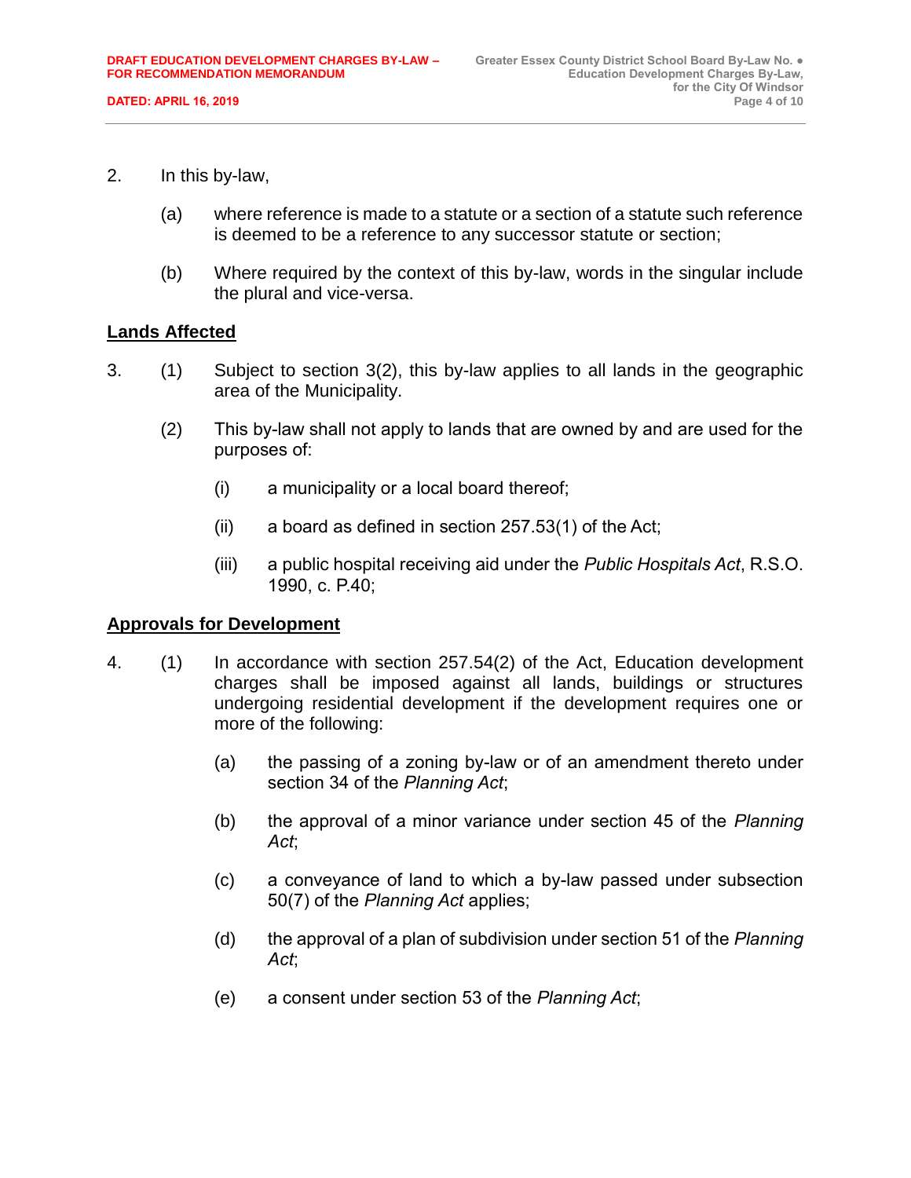2. In this by-law,

   (a) where reference is made to a statute or a section of a statute such reference is deemed to be a reference to any successor statute or section;

   (b) Where required by the context of this by-law, words in the singular include the plural and vice-versa.

**Lands Affected**

3. (1) Subject to section 3(2), this by-law applies to all lands in the geographic area of the Municipality.

   (2) This by-law shall not apply to lands that are owned by and are used for the purposes of:

   (i) a municipality or a local board thereof;

   (ii) a board as defined in section 257.53(1) of the Act;

   (iii) a public hospital receiving aid under the *Public Hospitals Act*, R.S.O. 1990, c. P.40;

**Approvals for Development**

4. (1) In accordance with section 257.54(2) of the Act, Education development charges shall be imposed against all lands, buildings or structures undergoing residential development if the development requires one or more of the following:

   (a) the passing of a zoning by-law or of an amendment thereto under section 34 of the *Planning Act*;

   (b) the approval of a minor variance under section 45 of the *Planning Act*;

   (c) a conveyance of land to which a by-law passed under subsection 50(7) of the *Planning Act* applies;

   (d) the approval of a plan of subdivision under section 51 of the *Planning Act*;

   (e) a consent under section 53 of the *Planning Act*;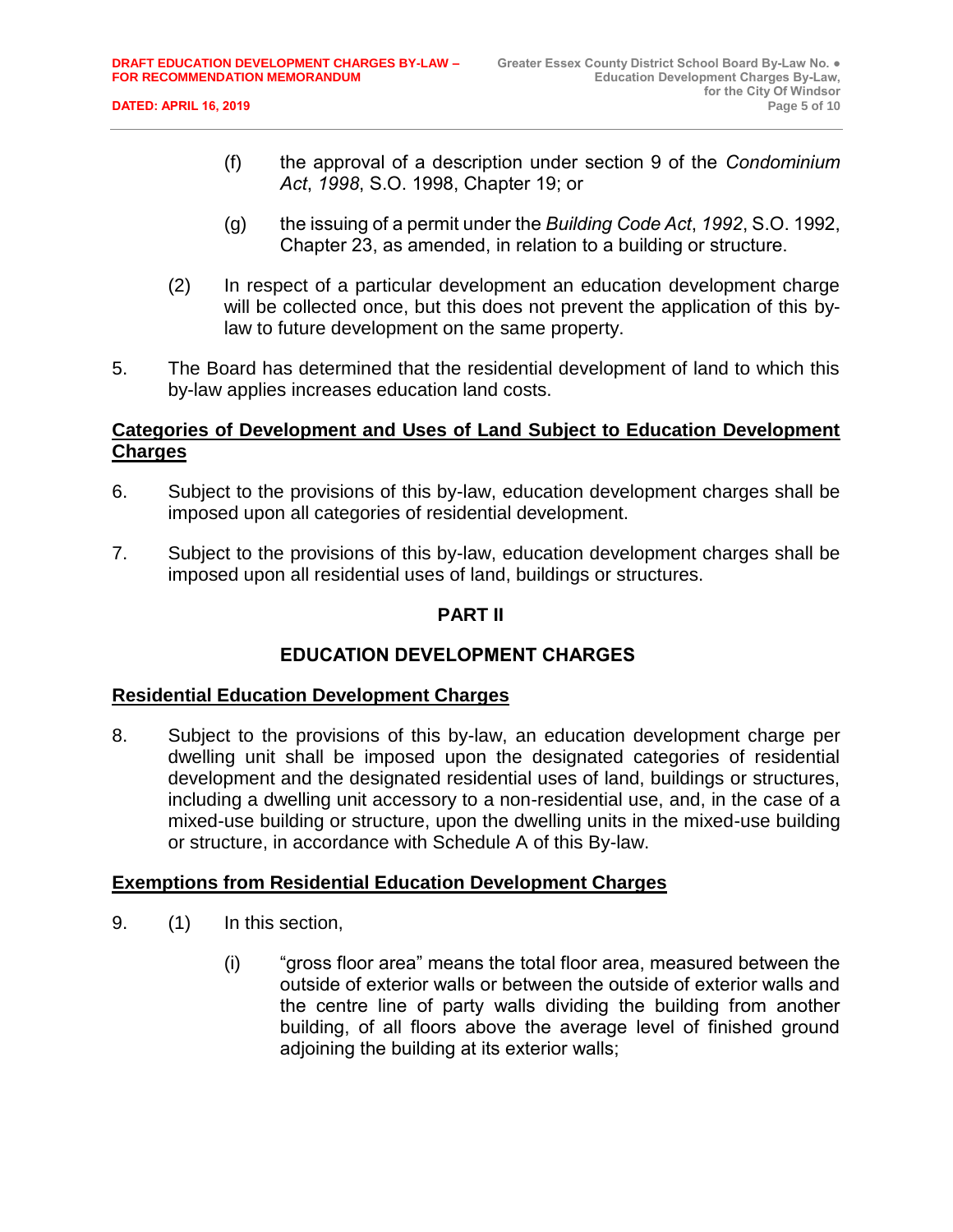(f) the approval of a description under section 9 of the *Condominium Act*, *1998*, S.O. 1998, Chapter 19; or

(g) the issuing of a permit under the *Building Code Act*, *1992*, S.O. 1992, Chapter 23, as amended, in relation to a building or structure.

(2) In respect of a particular development an education development charge will be collected once, but this does not prevent the application of this by-law to future development on the same property.

5. The Board has determined that the residential development of land to which this by-law applies increases education land costs.

**Categories of Development and Uses of Land Subject to Education Development Charges**

6. Subject to the provisions of this by-law, education development charges shall be imposed upon all categories of residential development.

7. Subject to the provisions of this by-law, education development charges shall be imposed upon all residential uses of land, buildings or structures.

## PART II

## EDUCATION DEVELOPMENT CHARGES

**Residential Education Development Charges**

8. Subject to the provisions of this by-law, an education development charge per dwelling unit shall be imposed upon the designated categories of residential development and the designated residential uses of land, buildings or structures, including a dwelling unit accessory to a non-residential use, and, in the case of a mixed-use building or structure, upon the dwelling units in the mixed-use building or structure, in accordance with Schedule A of this By-law.

**Exemptions from Residential Education Development Charges**

9. (1) In this section,

(i) "gross floor area" means the total floor area, measured between the outside of exterior walls or between the outside of exterior walls and the centre line of party walls dividing the building from another building, of all floors above the average level of finished ground adjoining the building at its exterior walls;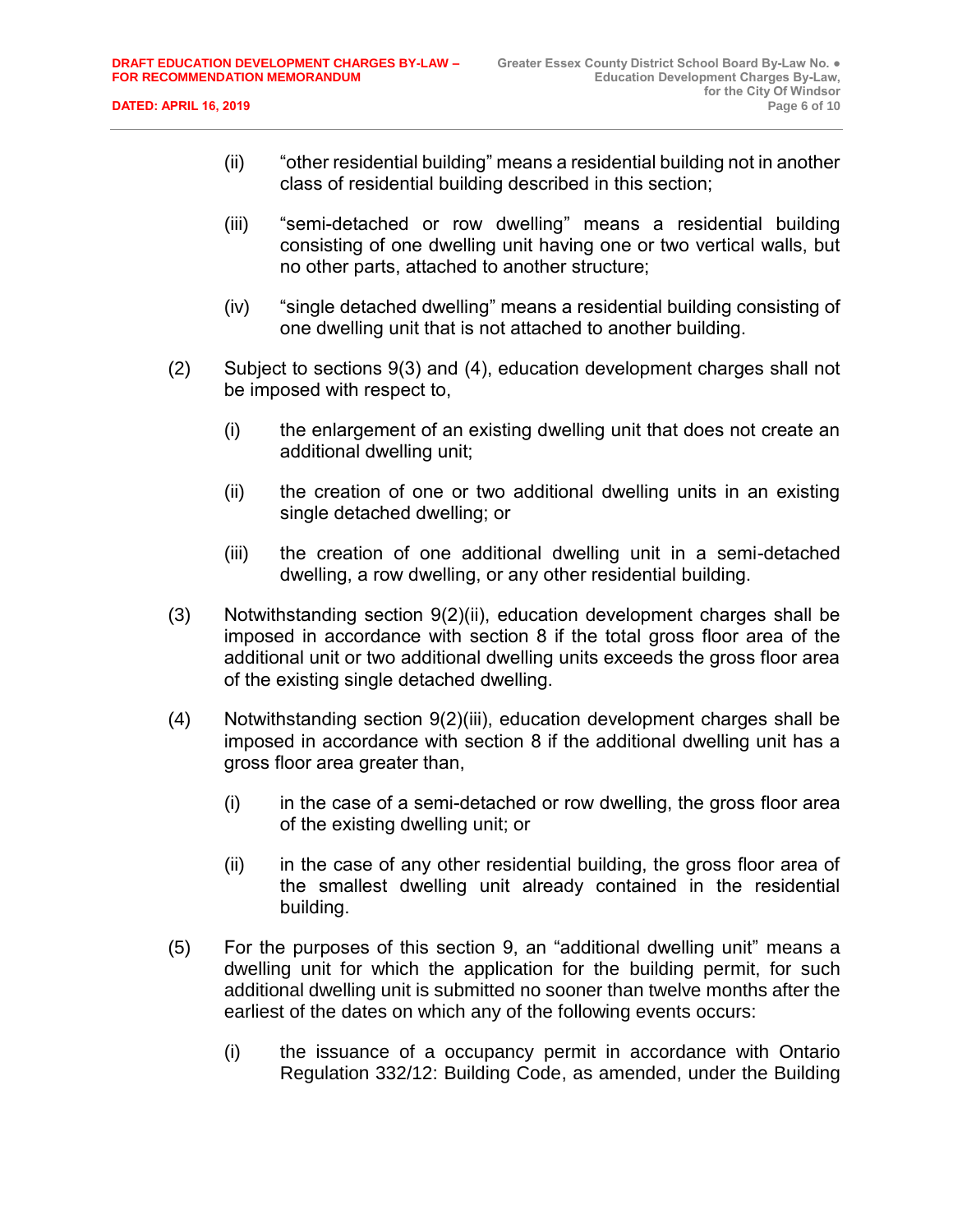(ii) “other residential building” means a residential building not in another class of residential building described in this section;

(iii) “semi-detached or row dwelling” means a residential building consisting of one dwelling unit having one or two vertical walls, but no other parts, attached to another structure;

(iv) “single detached dwelling” means a residential building consisting of one dwelling unit that is not attached to another building.

(2) Subject to sections 9(3) and (4), education development charges shall not be imposed with respect to,

(i) the enlargement of an existing dwelling unit that does not create an additional dwelling unit;

(ii) the creation of one or two additional dwelling units in an existing single detached dwelling; or

(iii) the creation of one additional dwelling unit in a semi-detached dwelling, a row dwelling, or any other residential building.

(3) Notwithstanding section 9(2)(ii), education development charges shall be imposed in accordance with section 8 if the total gross floor area of the additional unit or two additional dwelling units exceeds the gross floor area of the existing single detached dwelling.

(4) Notwithstanding section 9(2)(iii), education development charges shall be imposed in accordance with section 8 if the additional dwelling unit has a gross floor area greater than,

(i) in the case of a semi-detached or row dwelling, the gross floor area of the existing dwelling unit; or

(ii) in the case of any other residential building, the gross floor area of the smallest dwelling unit already contained in the residential building.

(5) For the purposes of this section 9, an “additional dwelling unit” means a dwelling unit for which the application for the building permit, for such additional dwelling unit is submitted no sooner than twelve months after the earliest of the dates on which any of the following events occurs:

(i) the issuance of a occupancy permit in accordance with Ontario Regulation 332/12: Building Code, as amended, under the Building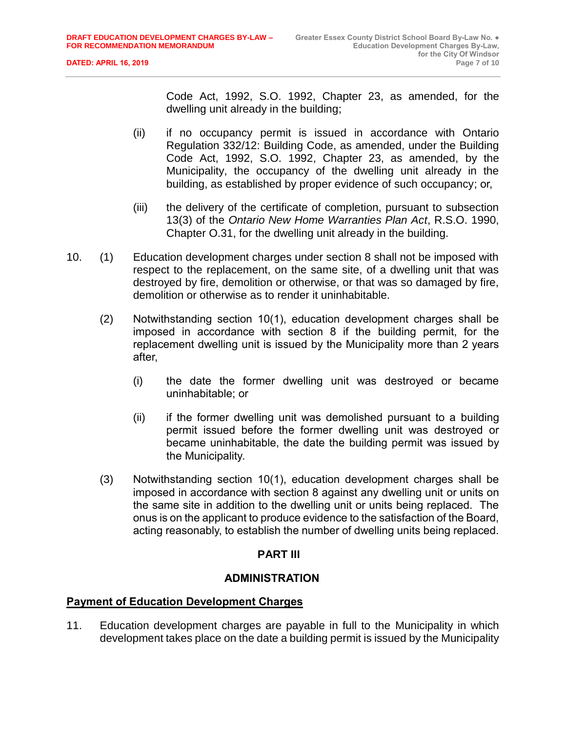Code Act, 1992, S.O. 1992, Chapter 23, as amended, for the dwelling unit already in the building;

(ii) if no occupancy permit is issued in accordance with Ontario Regulation 332/12: Building Code, as amended, under the Building Code Act, 1992, S.O. 1992, Chapter 23, as amended, by the Municipality, the occupancy of the dwelling unit already in the building, as established by proper evidence of such occupancy; or,

(iii) the delivery of the certificate of completion, pursuant to subsection 13(3) of the *Ontario New Home Warranties Plan Act*, R.S.O. 1990, Chapter O.31, for the dwelling unit already in the building.

10. (1) Education development charges under section 8 shall not be imposed with respect to the replacement, on the same site, of a dwelling unit that was destroyed by fire, demolition or otherwise, or that was so damaged by fire, demolition or otherwise as to render it uninhabitable.

(2) Notwithstanding section 10(1), education development charges shall be imposed in accordance with section 8 if the building permit, for the replacement dwelling unit is issued by the Municipality more than 2 years after,

(i) the date the former dwelling unit was destroyed or became uninhabitable; or

(ii) if the former dwelling unit was demolished pursuant to a building permit issued before the former dwelling unit was destroyed or became uninhabitable, the date the building permit was issued by the Municipality.

(3) Notwithstanding section 10(1), education development charges shall be imposed in accordance with section 8 against any dwelling unit or units on the same site in addition to the dwelling unit or units being replaced. The onus is on the applicant to produce evidence to the satisfaction of the Board, acting reasonably, to establish the number of dwelling units being replaced.

## PART III

## ADMINISTRATION

**Payment of Education Development Charges**

11. Education development charges are payable in full to the Municipality in which development takes place on the date a building permit is issued by the Municipality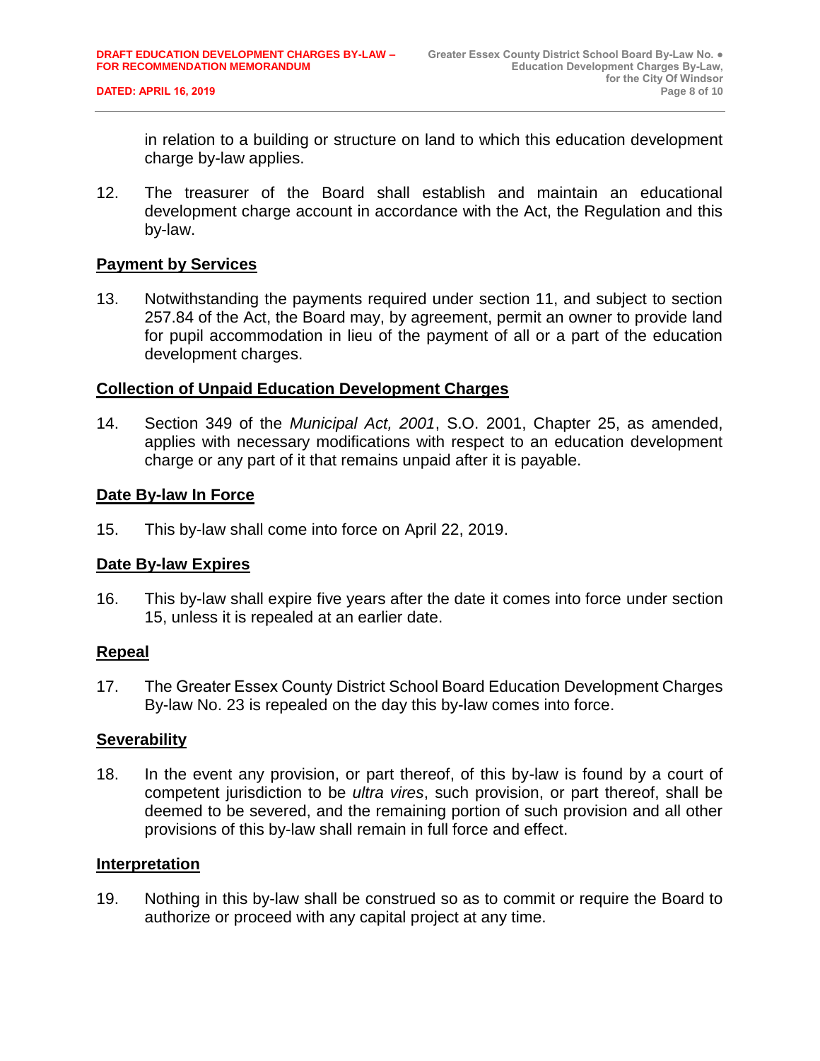in relation to a building or structure on land to which this education development charge by-law applies.

12. The treasurer of the Board shall establish and maintain an educational development charge account in accordance with the Act, the Regulation and this by-law.

## Payment by Services

13. Notwithstanding the payments required under section 11, and subject to section 257.84 of the Act, the Board may, by agreement, permit an owner to provide land for pupil accommodation in lieu of the payment of all or a part of the education development charges.

## Collection of Unpaid Education Development Charges

14. Section 349 of the *Municipal Act, 2001*, S.O. 2001, Chapter 25, as amended, applies with necessary modifications with respect to an education development charge or any part of it that remains unpaid after it is payable.

## Date By-law In Force

15. This by-law shall come into force on April 22, 2019.

## Date By-law Expires

16. This by-law shall expire five years after the date it comes into force under section 15, unless it is repealed at an earlier date.

## Repeal

17. The Greater Essex County District School Board Education Development Charges By-law No. 23 is repealed on the day this by-law comes into force.

## Severability

18. In the event any provision, or part thereof, of this by-law is found by a court of competent jurisdiction to be *ultra vires*, such provision, or part thereof, shall be deemed to be severed, and the remaining portion of such provision and all other provisions of this by-law shall remain in full force and effect.

## Interpretation

19. Nothing in this by-law shall be construed so as to commit or require the Board to authorize or proceed with any capital project at any time.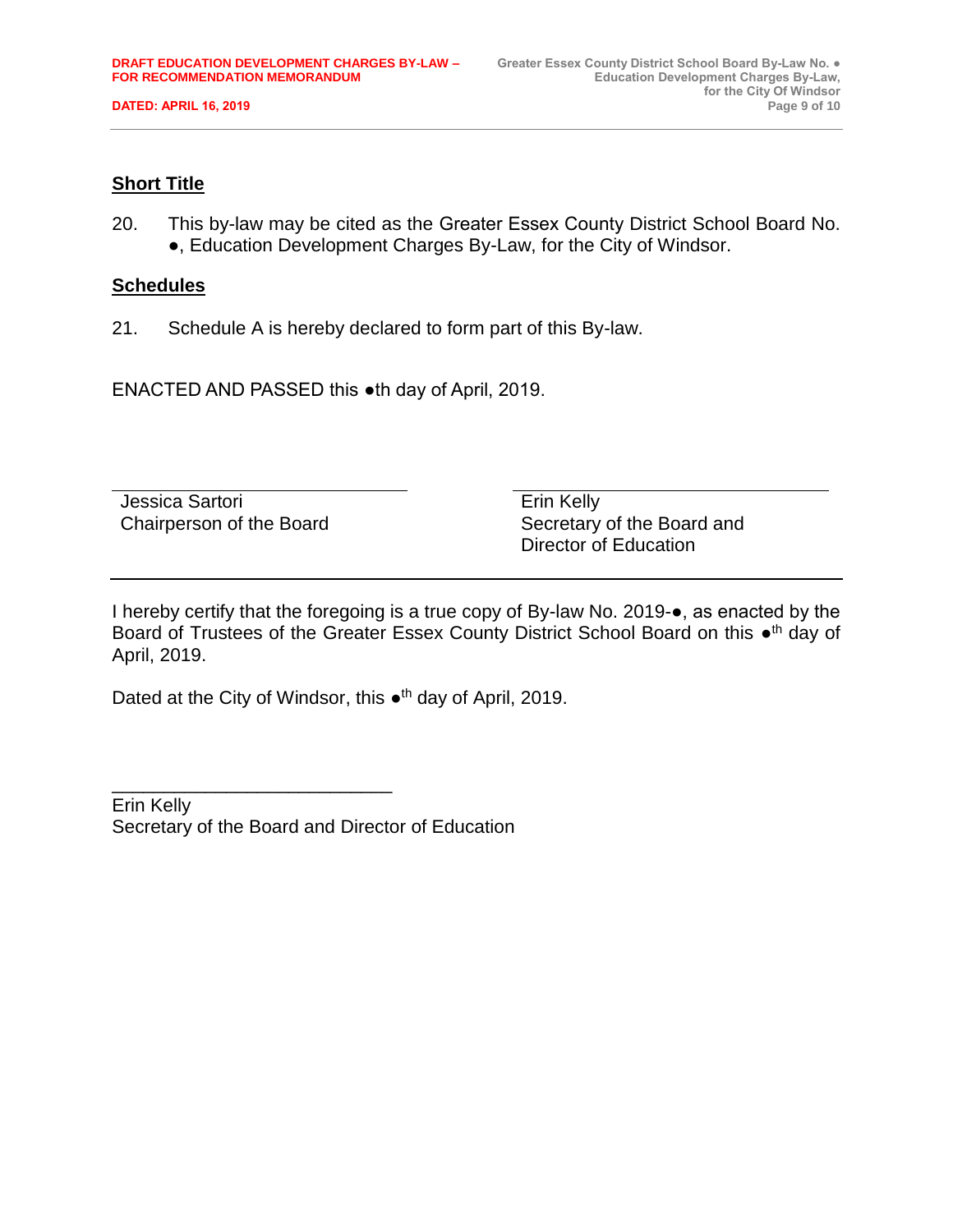## Short Title

20. This by-law may be cited as the Greater Essex County District School Board No. ●, Education Development Charges By-Law, for the City of Windsor.

## Schedules

21. Schedule A is hereby declared to form part of this By-law.

ENACTED AND PASSED this ●th day of April, 2019.

\_\_\_\_\_\_\_\_\_\_\_\_\_\_\_\_\_\_\_\_\_\_\_\_\_\_\_\_
Jessica Sartori
Chairperson of the Board

\_\_\_\_\_\_\_\_\_\_\_\_\_\_\_\_\_\_\_\_\_\_\_\_\_\_\_\_
Erin Kelly
Secretary of the Board and
Director of Education

---

I hereby certify that the foregoing is a true copy of By-law No. 2019-●, as enacted by the Board of Trustees of the Greater Essex County District School Board on this ●th day of April, 2019.

Dated at the City of Windsor, this ●th day of April, 2019.

\_\_\_\_\_\_\_\_\_\_\_\_\_\_\_\_\_\_\_\_\_\_\_\_\_\_\_\_
Erin Kelly
Secretary of the Board and Director of Education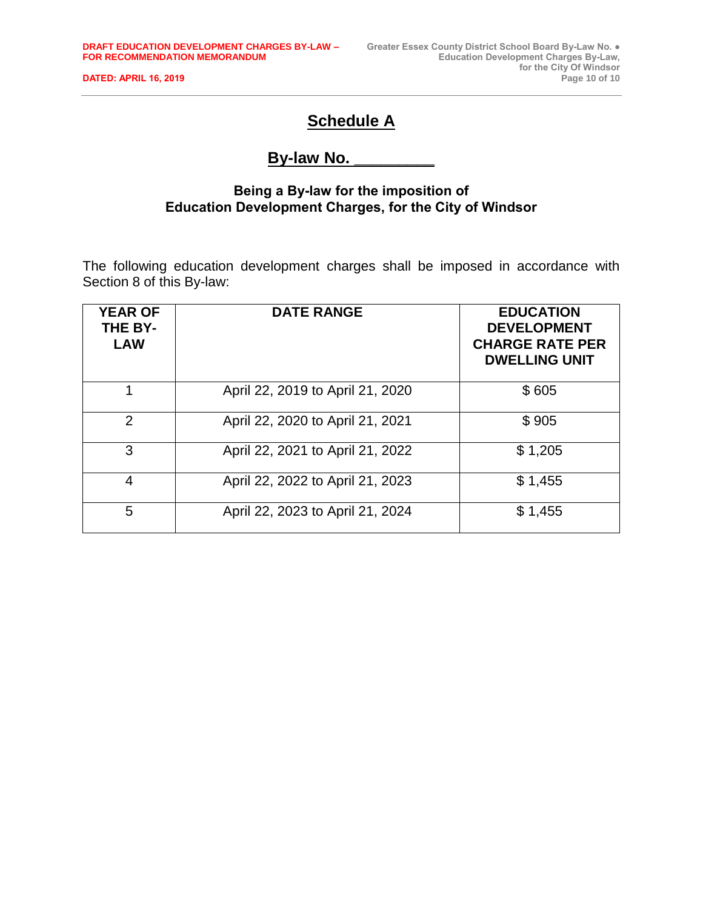# Schedule A

## By-law No. _________

### Being a By-law for the imposition of Education Development Charges, for the City of Windsor

The following education development charges shall be imposed in accordance with Section 8 of this By-law:

| YEAR OF THE BY-LAW | DATE RANGE | EDUCATION DEVELOPMENT CHARGE RATE PER DWELLING UNIT |
|---|---|---|
| 1 | April 22, 2019 to April 21, 2020 | $ 605 |
| 2 | April 22, 2020 to April 21, 2021 | $ 905 |
| 3 | April 22, 2021 to April 21, 2022 | $ 1,205 |
| 4 | April 22, 2022 to April 21, 2023 | $ 1,455 |
| 5 | April 22, 2023 to April 21, 2024 | $ 1,455 |